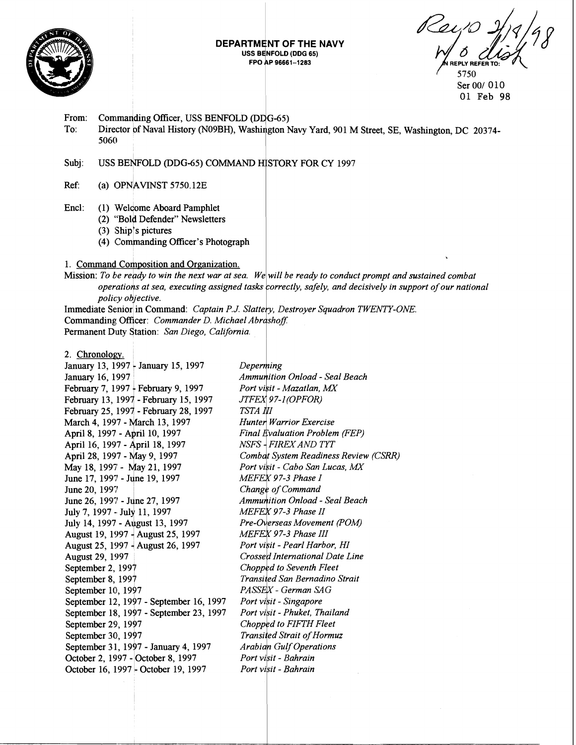**DEPARTMENT OF THE NAVY**
**USS BENFOLD (DDG 65)**
**FPO AP 96661-1283**

Rev'd 2/9/98
W/O dist

IN REPLY REFER TO:
5750
Ser 00/ 010
01 Feb 98

From: Commanding Officer, USS BENFOLD (DDG-65)
To: Director of Naval History (N09BH), Washington Navy Yard, 901 M Street, SE, Washington, DC 20374-5060

Subj: USS BENFOLD (DDG-65) COMMAND HISTORY FOR CY 1997

Ref: (a) OPNAVINST 5750.12E

Encl: (1) Welcome Aboard Pamphlet
(2) "Bold Defender" Newsletters
(3) Ship's pictures
(4) Commanding Officer's Photograph

1. Command Composition and Organization.

Mission: *To be ready to win the next war at sea. We will be ready to conduct prompt and sustained combat operations at sea, executing assigned tasks correctly, safely, and decisively in support of our national policy objective.*

Immediate Senior in Command: *Captain P.J. Slattery, Destroyer Squadron TWENTY-ONE.*
Commanding Officer: *Commander D. Michael Abrashoff.*
Permanent Duty Station: *San Diego, California.*

2. Chronology.

| | |
|---|---|
| January 13, 1997 - January 15, 1997 | *Deperming* |
| January 16, 1997 | *Ammunition Onload - Seal Beach* |
| February 7, 1997 - February 9, 1997 | *Port visit - Mazatlan, MX* |
| February 13, 1997 - February 15, 1997 | *JTFEX 97-1(OPFOR)* |
| February 25, 1997 - February 28, 1997 | *TSTA III* |
| March 4, 1997 - March 13, 1997 | *Hunter Warrior Exercise* |
| April 8, 1997 - April 10, 1997 | *Final Evaluation Problem (FEP)* |
| April 16, 1997 - April 18, 1997 | *NSFS - FIREX AND TYT* |
| April 28, 1997 - May 9, 1997 | *Combat System Readiness Review (CSRR)* |
| May 18, 1997 - May 21, 1997 | *Port visit - Cabo San Lucas, MX* |
| June 17, 1997 - June 19, 1997 | *MEFEX 97-3 Phase I* |
| June 20, 1997 | *Change of Command* |
| June 26, 1997 - June 27, 1997 | *Ammunition Onload - Seal Beach* |
| July 7, 1997 - July 11, 1997 | *MEFEX 97-3 Phase II* |
| July 14, 1997 - August 13, 1997 | *Pre-Overseas Movement (POM)* |
| August 19, 1997 - August 25, 1997 | *MEFEX 97-3 Phase III* |
| August 25, 1997 - August 26, 1997 | *Port visit - Pearl Harbor, HI* |
| August 29, 1997 | *Crossed International Date Line* |
| September 2, 1997 | *Chopped to Seventh Fleet* |
| September 8, 1997 | *Transited San Bernadino Strait* |
| September 10, 1997 | *PASSEX - German SAG* |
| September 12, 1997 - September 16, 1997 | *Port visit - Singapore* |
| September 18, 1997 - September 23, 1997 | *Port visit - Phuket, Thailand* |
| September 29, 1997 | *Chopped to FIFTH Fleet* |
| September 30, 1997 | *Transited Strait of Hormuz* |
| September 31, 1997 - January 4, 1997 | *Arabian Gulf Operations* |
| October 2, 1997 - October 8, 1997 | *Port visit - Bahrain* |
| October 16, 1997 - October 19, 1997 | *Port visit - Bahrain* |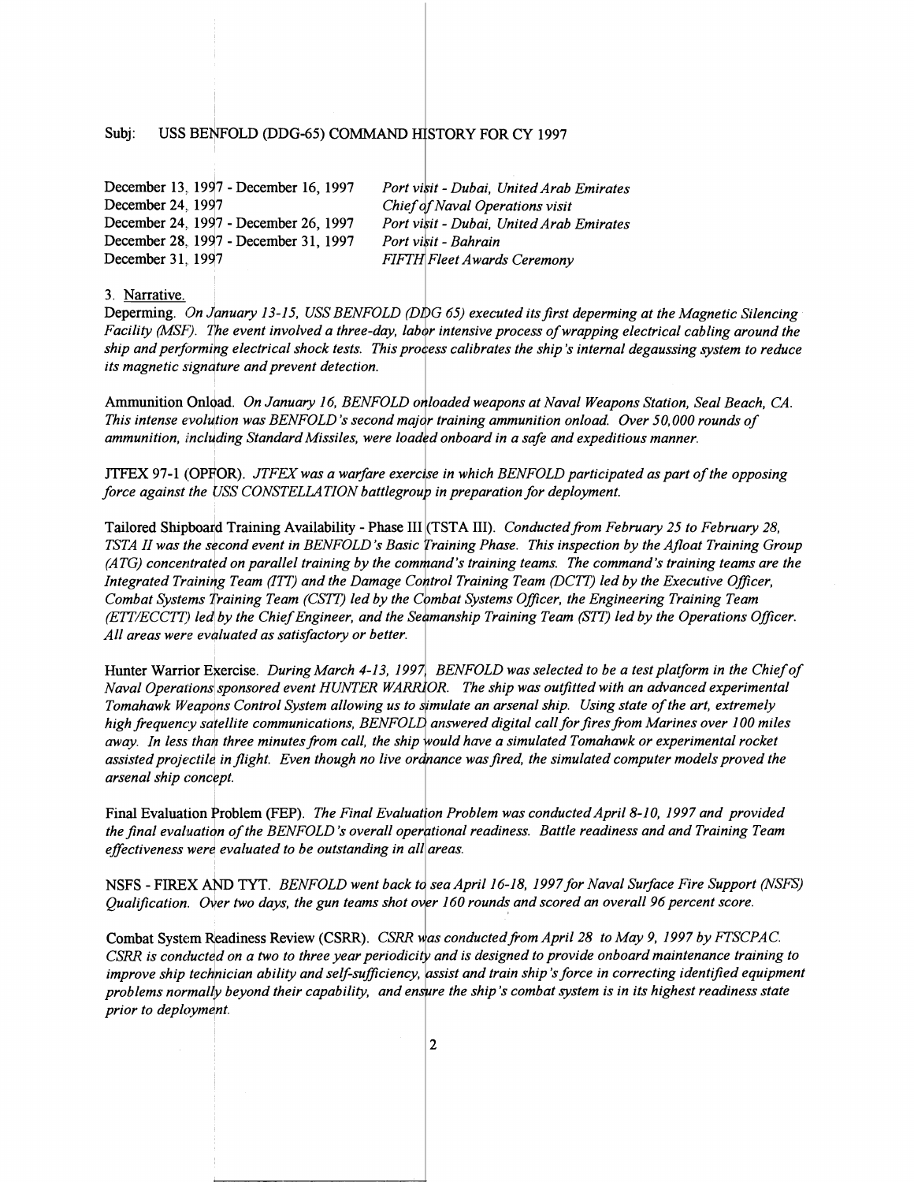Subj: USS BENFOLD (DDG-65) COMMAND HISTORY FOR CY 1997

| | |
|---|---|
| December 13, 1997 - December 16, 1997 | *Port visit - Dubai, United Arab Emirates* |
| December 24, 1997 | *Chief of Naval Operations visit* |
| December 24, 1997 - December 26, 1997 | *Port visit - Dubai, United Arab Emirates* |
| December 28, 1997 - December 31, 1997 | *Port visit - Bahrain* |
| December 31, 1997 | *FIFTH Fleet Awards Ceremony* |

3. Narrative.

Deperming. *On January 13-15, USS BENFOLD (DDG 65) executed its first deperming at the Magnetic Silencing Facility (MSF). The event involved a three-day, labor intensive process of wrapping electrical cabling around the ship and performing electrical shock tests. This process calibrates the ship's internal degaussing system to reduce its magnetic signature and prevent detection.*

Ammunition Onload. *On January 16, BENFOLD onloaded weapons at Naval Weapons Station, Seal Beach, CA. This intense evolution was BENFOLD's second major training ammunition onload. Over 50,000 rounds of ammunition, including Standard Missiles, were loaded onboard in a safe and expeditious manner.*

JTFEX 97-1 (OPFOR). *JTFEX was a warfare exercise in which BENFOLD participated as part of the opposing force against the USS CONSTELLATION battlegroup in preparation for deployment.*

Tailored Shipboard Training Availability - Phase III (TSTA III). *Conducted from February 25 to February 28, TSTA II was the second event in BENFOLD's Basic Training Phase. This inspection by the Afloat Training Group (ATG) concentrated on parallel training by the command's training teams. The command's training teams are the Integrated Training Team (ITT) and the Damage Control Training Team (DCTT) led by the Executive Officer, Combat Systems Training Team (CSTT) led by the Combat Systems Officer, the Engineering Training Team (ETT/ECCTT) led by the Chief Engineer, and the Seamanship Training Team (STT) led by the Operations Officer. All areas were evaluated as satisfactory or better.*

Hunter Warrior Exercise. *During March 4-13, 1997, BENFOLD was selected to be a test platform in the Chief of Naval Operations sponsored event HUNTER WARRIOR. The ship was outfitted with an advanced experimental Tomahawk Weapons Control System allowing us to simulate an arsenal ship. Using state of the art, extremely high frequency satellite communications, BENFOLD answered digital call for fires from Marines over 100 miles away. In less than three minutes from call, the ship would have a simulated Tomahawk or experimental rocket assisted projectile in flight. Even though no live ordnance was fired, the simulated computer models proved the arsenal ship concept.*

Final Evaluation Problem (FEP). *The Final Evaluation Problem was conducted April 8-10, 1997 and provided the final evaluation of the BENFOLD's overall operational readiness. Battle readiness and and Training Team effectiveness were evaluated to be outstanding in all areas.*

NSFS - FIREX AND TYT. *BENFOLD went back to sea April 16-18, 1997 for Naval Surface Fire Support (NSFS) Qualification. Over two days, the gun teams shot over 160 rounds and scored an overall 96 percent score.*

Combat System Readiness Review (CSRR). *CSRR was conducted from April 28 to May 9, 1997 by FTSCPAC. CSRR is conducted on a two to three year periodicity and is designed to provide onboard maintenance training to improve ship technician ability and self-sufficiency, assist and train ship's force in correcting identified equipment problems normally beyond their capability, and ensure the ship's combat system is in its highest readiness state prior to deployment.*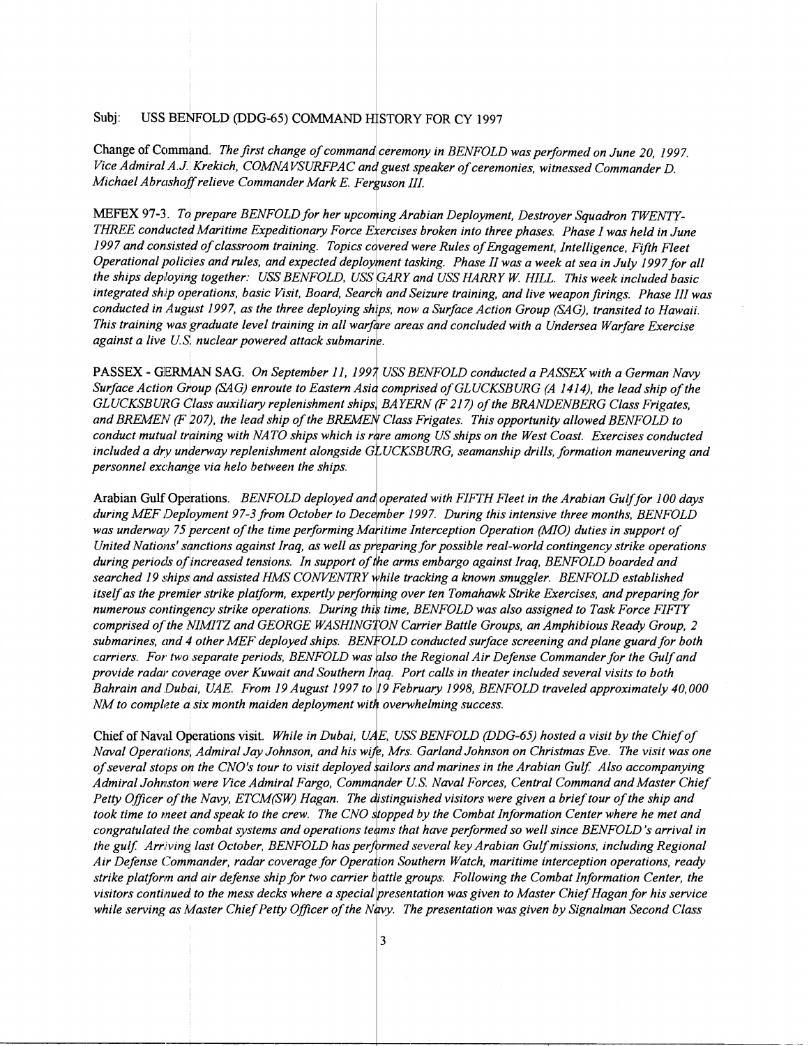Subj: USS BENFOLD (DDG-65) COMMAND HISTORY FOR CY 1997

Change of Command. *The first change of command ceremony in BENFOLD was performed on June 20, 1997. Vice Admiral A.J. Krekich, COMNAVSURFPAC and guest speaker of ceremonies, witnessed Commander D. Michael Abrashoff relieve Commander Mark E. Ferguson III.*

MEFEX 97-3. *To prepare BENFOLD for her upcoming Arabian Deployment, Destroyer Squadron TWENTY-THREE conducted Maritime Expeditionary Force Exercises broken into three phases. Phase I was held in June 1997 and consisted of classroom training. Topics covered were Rules of Engagement, Intelligence, Fifth Fleet Operational policies and rules, and expected deployment tasking. Phase II was a week at sea in July 1997 for all the ships deploying together: USS BENFOLD, USS GARY and USS HARRY W. HILL. This week included basic integrated ship operations, basic Visit, Board, Search and Seizure training, and live weapon firings. Phase III was conducted in August 1997, as the three deploying ships, now a Surface Action Group (SAG), transited to Hawaii. This training was graduate level training in all warfare areas and concluded with a Undersea Warfare Exercise against a live U.S. nuclear powered attack submarine.*

PASSEX - GERMAN SAG. *On September 11, 1997 USS BENFOLD conducted a PASSEX with a German Navy Surface Action Group (SAG) enroute to Eastern Asia comprised of GLUCKSBURG (A 1414), the lead ship of the GLUCKSBURG Class auxiliary replenishment ships, BAYERN (F 217) of the BRANDENBERG Class Frigates, and BREMEN (F 207), the lead ship of the BREMEN Class Frigates. This opportunity allowed BENFOLD to conduct mutual training with NATO ships which is rare among US ships on the West Coast. Exercises conducted included a dry underway replenishment alongside GLUCKSBURG, seamanship drills, formation maneuvering and personnel exchange via helo between the ships.*

Arabian Gulf Operations. *BENFOLD deployed and operated with FIFTH Fleet in the Arabian Gulf for 100 days during MEF Deployment 97-3 from October to December 1997. During this intensive three months, BENFOLD was underway 75 percent of the time performing Maritime Interception Operation (MIO) duties in support of United Nations' sanctions against Iraq, as well as preparing for possible real-world contingency strike operations during periods of increased tensions. In support of the arms embargo against Iraq, BENFOLD boarded and searched 19 ships and assisted HMS CONVENTRY while tracking a known smuggler. BENFOLD established itself as the premier strike platform, expertly performing over ten Tomahawk Strike Exercises, and preparing for numerous contingency strike operations. During this time, BENFOLD was also assigned to Task Force FIFTY comprised of the NIMITZ and GEORGE WASHINGTON Carrier Battle Groups, an Amphibious Ready Group, 2 submarines, and 4 other MEF deployed ships. BENFOLD conducted surface screening and plane guard for both carriers. For two separate periods, BENFOLD was also the Regional Air Defense Commander for the Gulf and provide radar coverage over Kuwait and Southern Iraq. Port calls in theater included several visits to both Bahrain and Dubai, UAE. From 19 August 1997 to 19 February 1998, BENFOLD traveled approximately 40,000 NM to complete a six month maiden deployment with overwhelming success.*

Chief of Naval Operations visit. *While in Dubai, UAE, USS BENFOLD (DDG-65) hosted a visit by the Chief of Naval Operations, Admiral Jay Johnson, and his wife, Mrs. Garland Johnson on Christmas Eve. The visit was one of several stops on the CNO's tour to visit deployed sailors and marines in the Arabian Gulf. Also accompanying Admiral Johnston were Vice Admiral Fargo, Commander U.S. Naval Forces, Central Command and Master Chief Petty Officer of the Navy, ETCM(SW) Hagan. The distinguished visitors were given a brief tour of the ship and took time to meet and speak to the crew. The CNO stopped by the Combat Information Center where he met and congratulated the combat systems and operations teams that have performed so well since BENFOLD's arrival in the gulf. Arriving last October, BENFOLD has performed several key Arabian Gulf missions, including Regional Air Defense Commander, radar coverage for Operation Southern Watch, maritime interception operations, ready strike platform and air defense ship for two carrier battle groups. Following the Combat Information Center, the visitors continued to the mess decks where a special presentation was given to Master Chief Hagan for his service while serving as Master Chief Petty Officer of the Navy. The presentation was given by Signalman Second Class*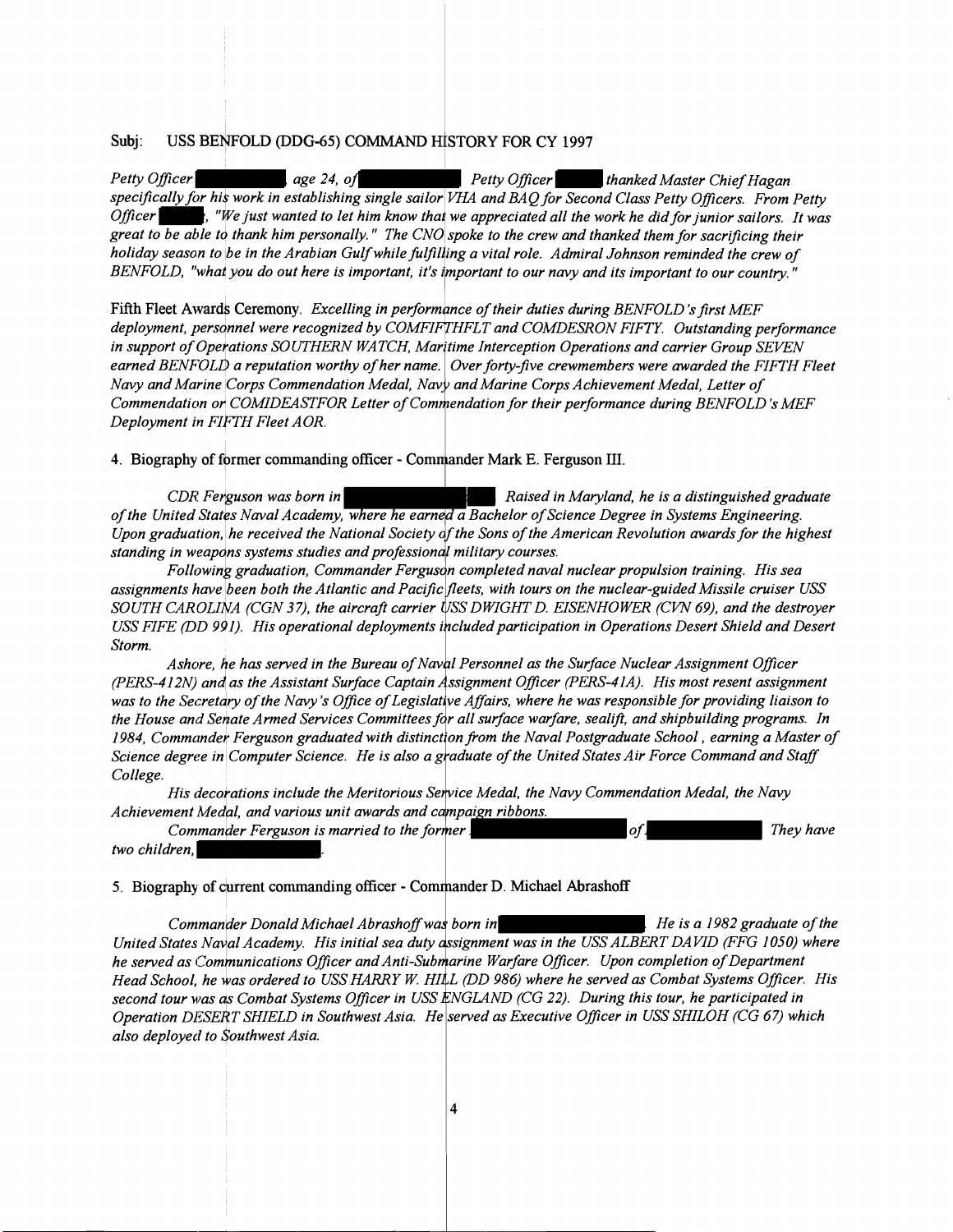Subj: USS BENFOLD (DDG-65) COMMAND HISTORY FOR CY 1997

*Petty Officer , age 24, of  Petty Officer  thanked Master Chief Hagan specifically for his work in establishing single sailor VHA and BAQ for Second Class Petty Officers. From Petty Officer , "We just wanted to let him know that we appreciated all the work he did for junior sailors. It was great to be able to thank him personally." The CNO spoke to the crew and thanked them for sacrificing their holiday season to be in the Arabian Gulf while fulfilling a vital role. Admiral Johnson reminded the crew of BENFOLD, "what you do out here is important, it's important to our navy and its important to our country."*

Fifth Fleet Awards Ceremony. *Excelling in performance of their duties during BENFOLD's first MEF deployment, personnel were recognized by COMFIFTHFLT and COMDESRON FIFTY. Outstanding performance in support of Operations SOUTHERN WATCH, Maritime Interception Operations and carrier Group SEVEN earned BENFOLD a reputation worthy of her name. Over forty-five crewmembers were awarded the FIFTH Fleet Navy and Marine Corps Commendation Medal, Navy and Marine Corps Achievement Medal, Letter of Commendation or COMIDEASTFOR Letter of Commendation for their performance during BENFOLD's MEF Deployment in FIFTH Fleet AOR.*

4. Biography of former commanding officer - Commander Mark E. Ferguson III.

*CDR Ferguson was born in . Raised in Maryland, he is a distinguished graduate of the United States Naval Academy, where he earned a Bachelor of Science Degree in Systems Engineering. Upon graduation, he received the National Society of the Sons of the American Revolution awards for the highest standing in weapons systems studies and professional military courses.*

*Following graduation, Commander Ferguson completed naval nuclear propulsion training. His sea assignments have been both the Atlantic and Pacific fleets, with tours on the nuclear-guided Missile cruiser USS SOUTH CAROLINA (CGN 37), the aircraft carrier USS DWIGHT D. EISENHOWER (CVN 69), and the destroyer USS FIFE (DD 991). His operational deployments included participation in Operations Desert Shield and Desert Storm.*

*Ashore, he has served in the Bureau of Naval Personnel as the Surface Nuclear Assignment Officer (PERS-412N) and as the Assistant Surface Captain Assignment Officer (PERS-41A). His most resent assignment was to the Secretary of the Navy's Office of Legislative Affairs, where he was responsible for providing liaison to the House and Senate Armed Services Committees for all surface warfare, sealift, and shipbuilding programs. In 1984, Commander Ferguson graduated with distinction from the Naval Postgraduate School, earning a Master of Science degree in Computer Science. He is also a graduate of the United States Air Force Command and Staff College.*

*His decorations include the Meritorious Service Medal, the Navy Commendation Medal, the Navy Achievement Medal, and various unit awards and campaign ribbons.*

*Commander Ferguson is married to the former  of  They have two children, .*

5. Biography of current commanding officer - Commander D. Michael Abrashoff

*Commander Donald Michael Abrashoff was born in . He is a 1982 graduate of the United States Naval Academy. His initial sea duty assignment was in the USS ALBERT DAVID (FFG 1050) where he served as Communications Officer and Anti-Submarine Warfare Officer. Upon completion of Department Head School, he was ordered to USS HARRY W. HILL (DD 986) where he served as Combat Systems Officer. His second tour was as Combat Systems Officer in USS ENGLAND (CG 22). During this tour, he participated in Operation DESERT SHIELD in Southwest Asia. He served as Executive Officer in USS SHILOH (CG 67) which also deployed to Southwest Asia.*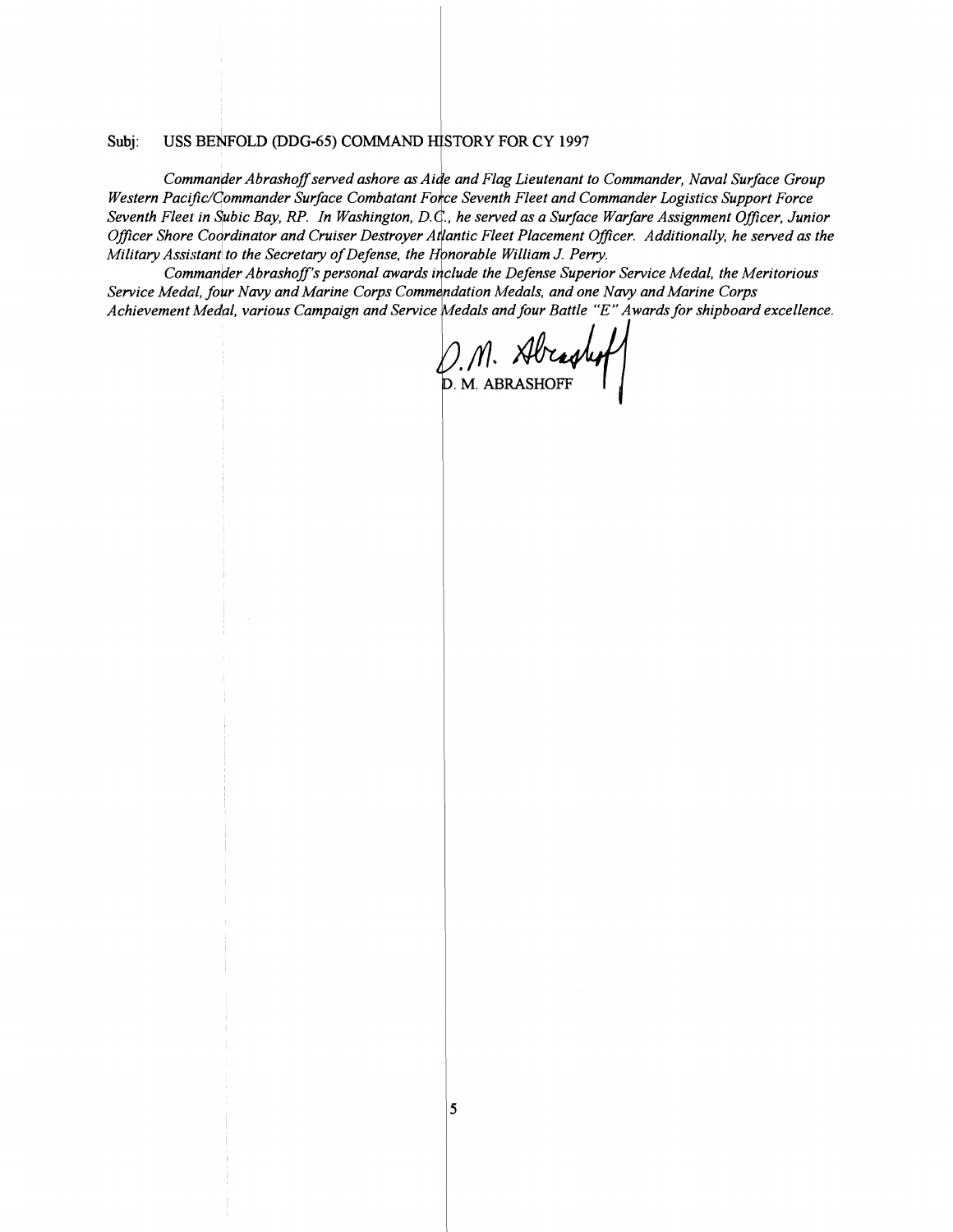Subj: USS BENFOLD (DDG-65) COMMAND HISTORY FOR CY 1997

*Commander Abrashoff served ashore as Aide and Flag Lieutenant to Commander, Naval Surface Group Western Pacific/Commander Surface Combatant Force Seventh Fleet and Commander Logistics Support Force Seventh Fleet in Subic Bay, RP. In Washington, D.C., he served as a Surface Warfare Assignment Officer, Junior Officer Shore Coordinator and Cruiser Destroyer Atlantic Fleet Placement Officer. Additionally, he served as the Military Assistant to the Secretary of Defense, the Honorable William J. Perry.*

*Commander Abrashoff's personal awards include the Defense Superior Service Medal, the Meritorious Service Medal, four Navy and Marine Corps Commendation Medals, and one Navy and Marine Corps Achievement Medal, various Campaign and Service Medals and four Battle "E" Awards for shipboard excellence.*

D. M. Abrashoff

D. M. ABRASHOFF